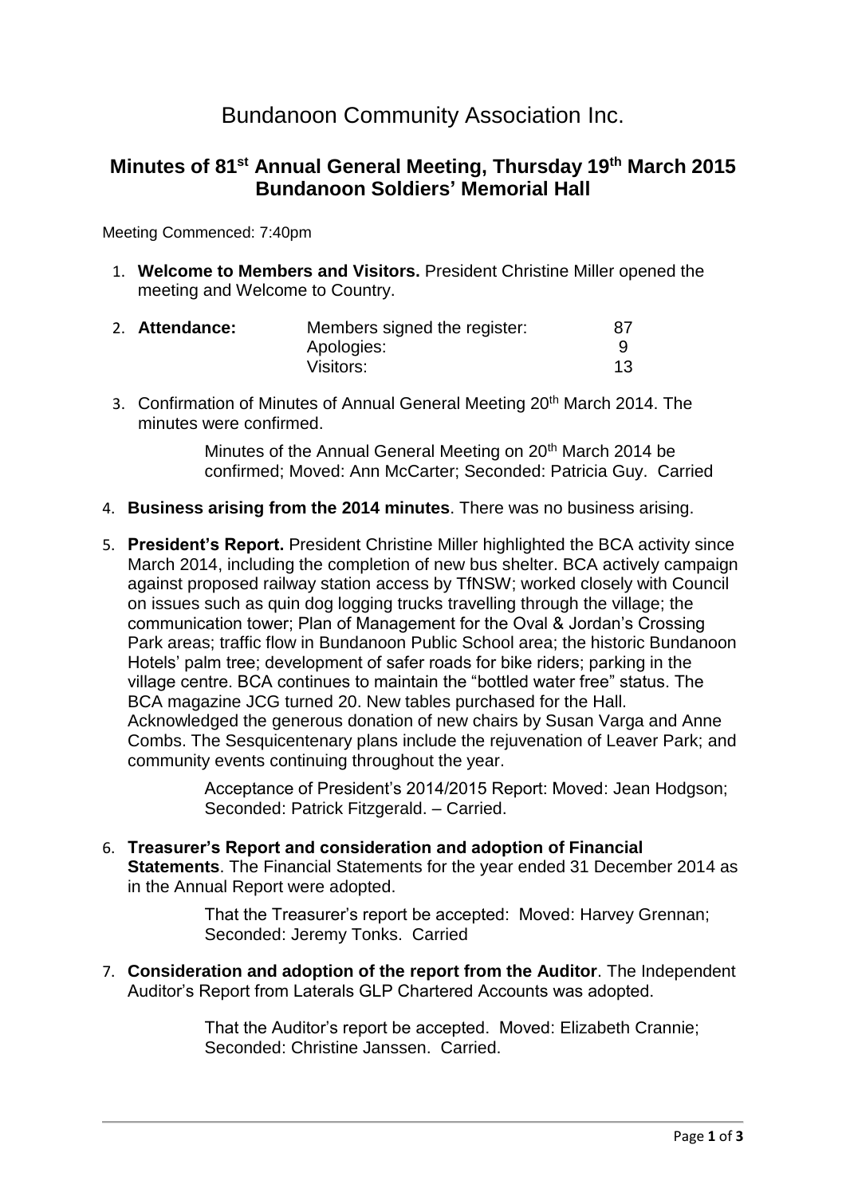# Bundanoon Community Association Inc.

## Minutes of 81st Annual General Meeting, Thursday 19th March 2015 Bundanoon Soldiers' Memorial Hall

Meeting Commenced: 7:40pm

1. **Welcome to Members and Visitors.** President Christine Miller opened the meeting and Welcome to Country.

2. **Attendance:**

| | | |
|---|---|---|
| | Members signed the register: | 87 |
| | Apologies: | 9 |
| | Visitors: | 13 |

3. Confirmation of Minutes of Annual General Meeting 20th March 2014. The minutes were confirmed.

   Minutes of the Annual General Meeting on 20th March 2014 be confirmed; Moved: Ann McCarter; Seconded: Patricia Guy. Carried

4. **Business arising from the 2014 minutes**. There was no business arising.

5. **President's Report.** President Christine Miller highlighted the BCA activity since March 2014, including the completion of new bus shelter. BCA actively campaign against proposed railway station access by TfNSW; worked closely with Council on issues such as quin dog logging trucks travelling through the village; the communication tower; Plan of Management for the Oval & Jordan's Crossing Park areas; traffic flow in Bundanoon Public School area; the historic Bundanoon Hotels' palm tree; development of safer roads for bike riders; parking in the village centre. BCA continues to maintain the "bottled water free" status. The BCA magazine JCG turned 20. New tables purchased for the Hall. Acknowledged the generous donation of new chairs by Susan Varga and Anne Combs. The Sesquicentenary plans include the rejuvenation of Leaver Park; and community events continuing throughout the year.

   Acceptance of President's 2014/2015 Report: Moved: Jean Hodgson; Seconded: Patrick Fitzgerald. – Carried.

6. **Treasurer's Report and consideration and adoption of Financial Statements**. The Financial Statements for the year ended 31 December 2014 as in the Annual Report were adopted.

   That the Treasurer's report be accepted: Moved: Harvey Grennan; Seconded: Jeremy Tonks. Carried

7. **Consideration and adoption of the report from the Auditor**. The Independent Auditor's Report from Laterals GLP Chartered Accounts was adopted.

   That the Auditor's report be accepted. Moved: Elizabeth Crannie; Seconded: Christine Janssen. Carried.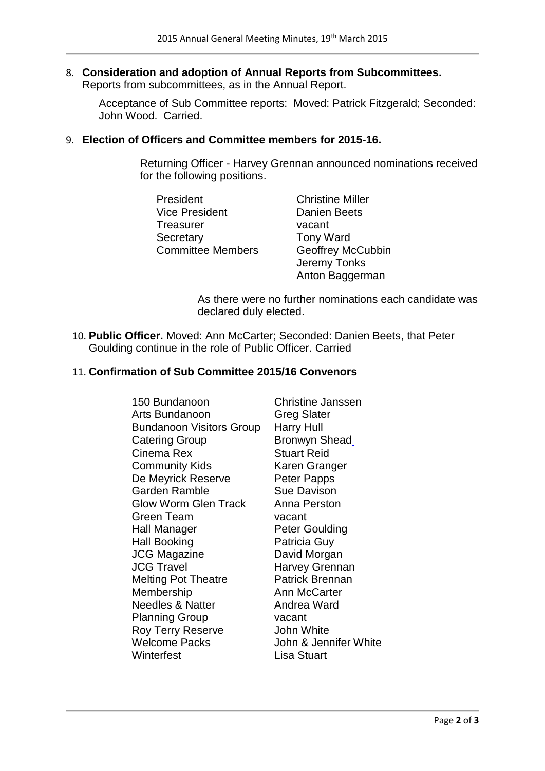8. **Consideration and adoption of Annual Reports from Subcommittees.**
   Reports from subcommittees, as in the Annual Report.

   Acceptance of Sub Committee reports: Moved: Patrick Fitzgerald; Seconded: John Wood. Carried.

9. **Election of Officers and Committee members for 2015-16.**

   Returning Officer - Harvey Grennan announced nominations received for the following positions.

| | |
|---|---|
| President | Christine Miller |
| Vice President | Danien Beets |
| Treasurer | vacant |
| Secretary | Tony Ward |
| Committee Members | Geoffrey McCubbin |
| | Jeremy Tonks |
| | Anton Baggerman |

   As there were no further nominations each candidate was declared duly elected.

10. **Public Officer.** Moved: Ann McCarter; Seconded: Danien Beets, that Peter Goulding continue in the role of Public Officer. Carried

11. **Confirmation of Sub Committee 2015/16 Convenors**

| | |
|---|---|
| 150 Bundanoon | Christine Janssen |
| Arts Bundanoon | Greg Slater |
| Bundanoon Visitors Group | Harry Hull |
| Catering Group | Bronwyn Shead |
| Cinema Rex | Stuart Reid |
| Community Kids | Karen Granger |
| De Meyrick Reserve | Peter Papps |
| Garden Ramble | Sue Davison |
| Glow Worm Glen Track | Anna Perston |
| Green Team | vacant |
| Hall Manager | Peter Goulding |
| Hall Booking | Patricia Guy |
| JCG Magazine | David Morgan |
| JCG Travel | Harvey Grennan |
| Melting Pot Theatre | Patrick Brennan |
| Membership | Ann McCarter |
| Needles & Natter | Andrea Ward |
| Planning Group | vacant |
| Roy Terry Reserve | John White |
| Welcome Packs | John & Jennifer White |
| Winterfest | Lisa Stuart |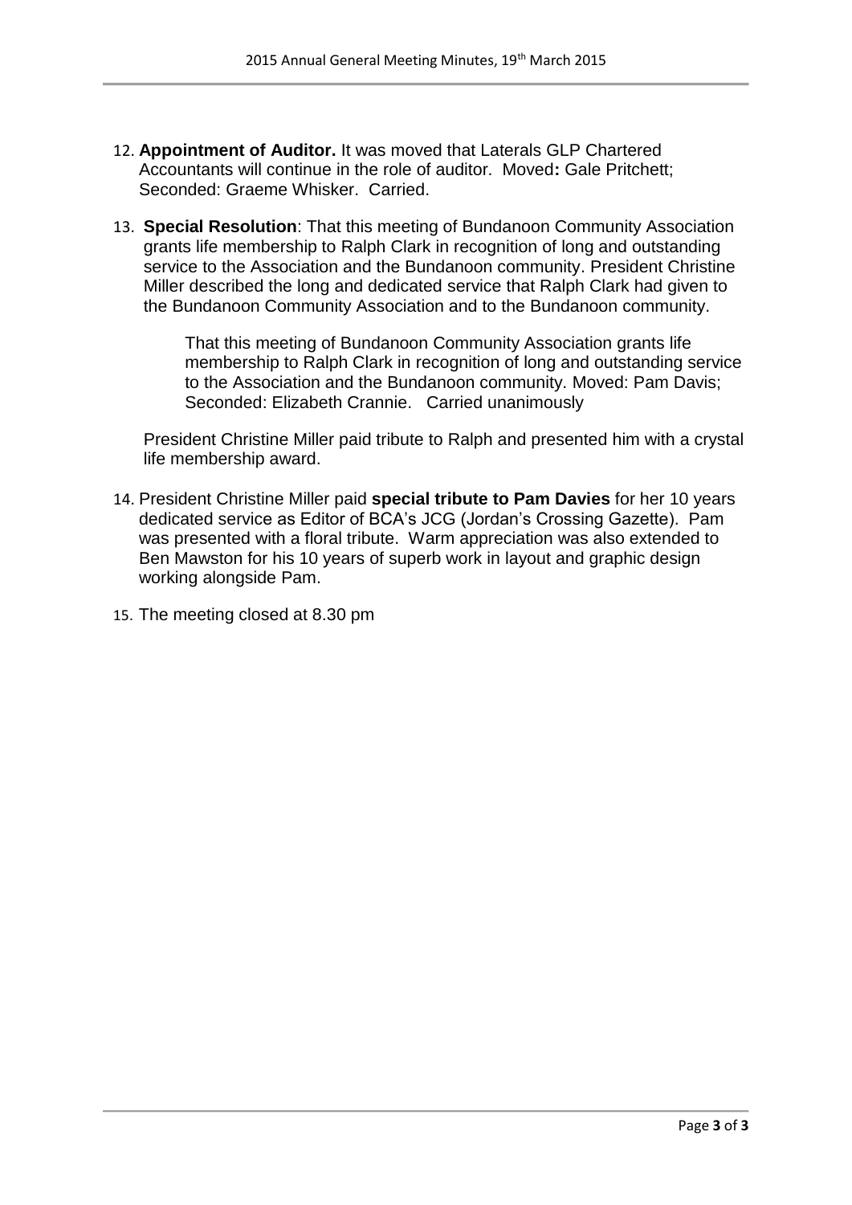12. **Appointment of Auditor.** It was moved that Laterals GLP Chartered Accountants will continue in the role of auditor. Moved**:** Gale Pritchett; Seconded: Graeme Whisker. Carried.

13. **Special Resolution**: That this meeting of Bundanoon Community Association grants life membership to Ralph Clark in recognition of long and outstanding service to the Association and the Bundanoon community. President Christine Miller described the long and dedicated service that Ralph Clark had given to the Bundanoon Community Association and to the Bundanoon community.

    That this meeting of Bundanoon Community Association grants life membership to Ralph Clark in recognition of long and outstanding service to the Association and the Bundanoon community. Moved: Pam Davis; Seconded: Elizabeth Crannie. Carried unanimously

    President Christine Miller paid tribute to Ralph and presented him with a crystal life membership award.

14. President Christine Miller paid **special tribute to Pam Davies** for her 10 years dedicated service as Editor of BCA's JCG (Jordan's Crossing Gazette). Pam was presented with a floral tribute. Warm appreciation was also extended to Ben Mawston for his 10 years of superb work in layout and graphic design working alongside Pam.

15. The meeting closed at 8.30 pm